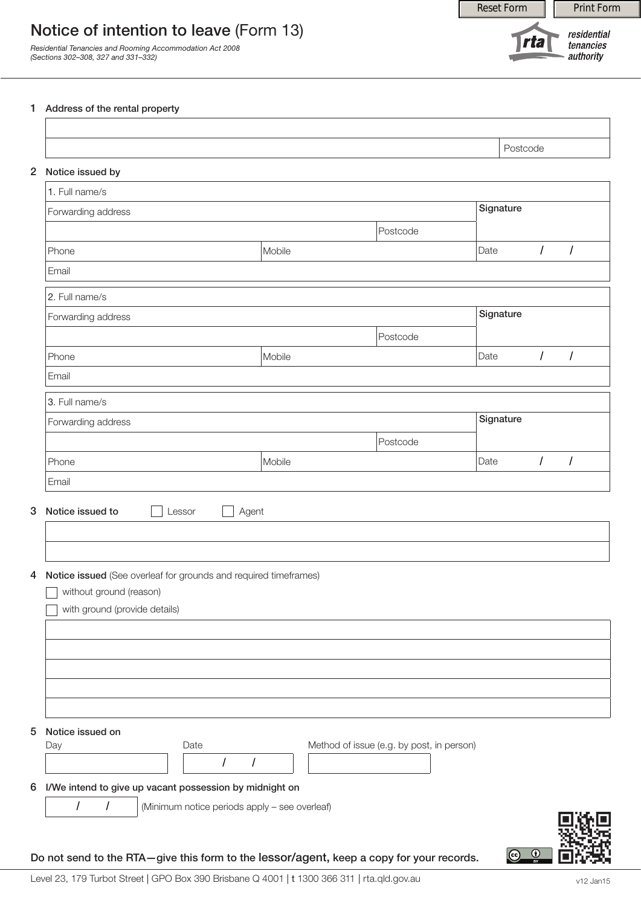# Notice of intention to leave (Form 13)

*Residential Tenancies and Rooming Accommodation Act 2008*
*(Sections 302–308, 327 and 331–332)*

residential tenancies authority

**1 Address of the rental property**

| |
|---|
| |
| Postcode |

**2 Notice issued by**

| | | | |
|---|---|---|---|
| 1. Full name/s | | | |
| Forwarding address | | | Signature |
| | | Postcode | |
| Phone | Mobile | | Date / / |
| Email | | | |

| | | | |
|---|---|---|---|
| 2. Full name/s | | | |
| Forwarding address | | | Signature |
| | | Postcode | |
| Phone | Mobile | | Date / / |
| Email | | | |

| | | | |
|---|---|---|---|
| 3. Full name/s | | | |
| Forwarding address | | | Signature |
| | | Postcode | |
| Phone | Mobile | | Date / / |
| Email | | | |

**3 Notice issued to** ☐ Lessor ☐ Agent

| |
|---|
| |
| |

**4 Notice issued** (See overleaf for grounds and required timeframes)

☐ without ground (reason)

☐ with ground (provide details)

| |
|---|
| |
| |
| |
| |
| |

**5 Notice issued on**

| Day | Date | Method of issue (e.g. by post, in person) |
|---|---|---|
| | / / | |

**6 I/We intend to give up vacant possession by midnight on**

/ / (Minimum notice periods apply – see overleaf)

**Do not send to the RTA—give this form to the lessor/agent, keep a copy for your records.**

Level 23, 179 Turbot Street | GPO Box 390 Brisbane Q 4001 | t 1300 366 311 | rta.qld.gov.au

v12 Jan15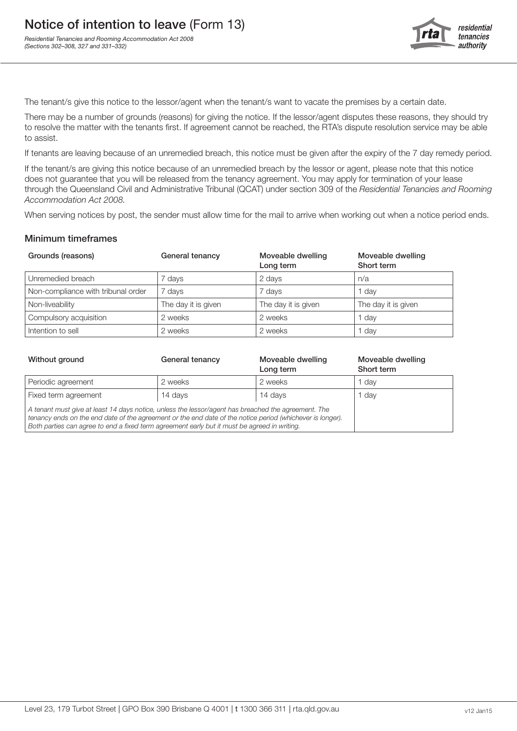# Notice of intention to leave (Form 13)

*Residential Tenancies and Rooming Accommodation Act 2008 (Sections 302–308, 327 and 331–332)*

The tenant/s give this notice to the lessor/agent when the tenant/s want to vacate the premises by a certain date.

There may be a number of grounds (reasons) for giving the notice. If the lessor/agent disputes these reasons, they should try to resolve the matter with the tenants first. If agreement cannot be reached, the RTA's dispute resolution service may be able to assist.

If tenants are leaving because of an unremedied breach, this notice must be given after the expiry of the 7 day remedy period.

If the tenant/s are giving this notice because of an unremedied breach by the lessor or agent, please note that this notice does not guarantee that you will be released from the tenancy agreement. You may apply for termination of your lease through the Queensland Civil and Administrative Tribunal (QCAT) under section 309 of the *Residential Tenancies and Rooming Accommodation Act 2008.*

When serving notices by post, the sender must allow time for the mail to arrive when working out when a notice period ends.

## Minimum timeframes

| Grounds (reasons) | General tenancy | Moveable dwelling Long term | Moveable dwelling Short term |
|---|---|---|---|
| Unremedied breach | 7 days | 2 days | n/a |
| Non-compliance with tribunal order | 7 days | 7 days | 1 day |
| Non-liveability | The day it is given | The day it is given | The day it is given |
| Compulsory acquisition | 2 weeks | 2 weeks | 1 day |
| Intention to sell | 2 weeks | 2 weeks | 1 day |

| Without ground | General tenancy | Moveable dwelling Long term | Moveable dwelling Short term |
|---|---|---|---|
| Periodic agreement | 2 weeks | 2 weeks | 1 day |
| Fixed term agreement | 14 days | 14 days | 1 day |
| *A tenant must give at least 14 days notice, unless the lessor/agent has breached the agreement. The tenancy ends on the end date of the agreement or the end date of the notice period (whichever is longer). Both parties can agree to end a fixed term agreement early but it must be agreed in writing.* | | | |

Level 23, 179 Turbot Street | GPO Box 390 Brisbane Q 4001 | t 1300 366 311 | rta.qld.gov.au

v12 Jan15